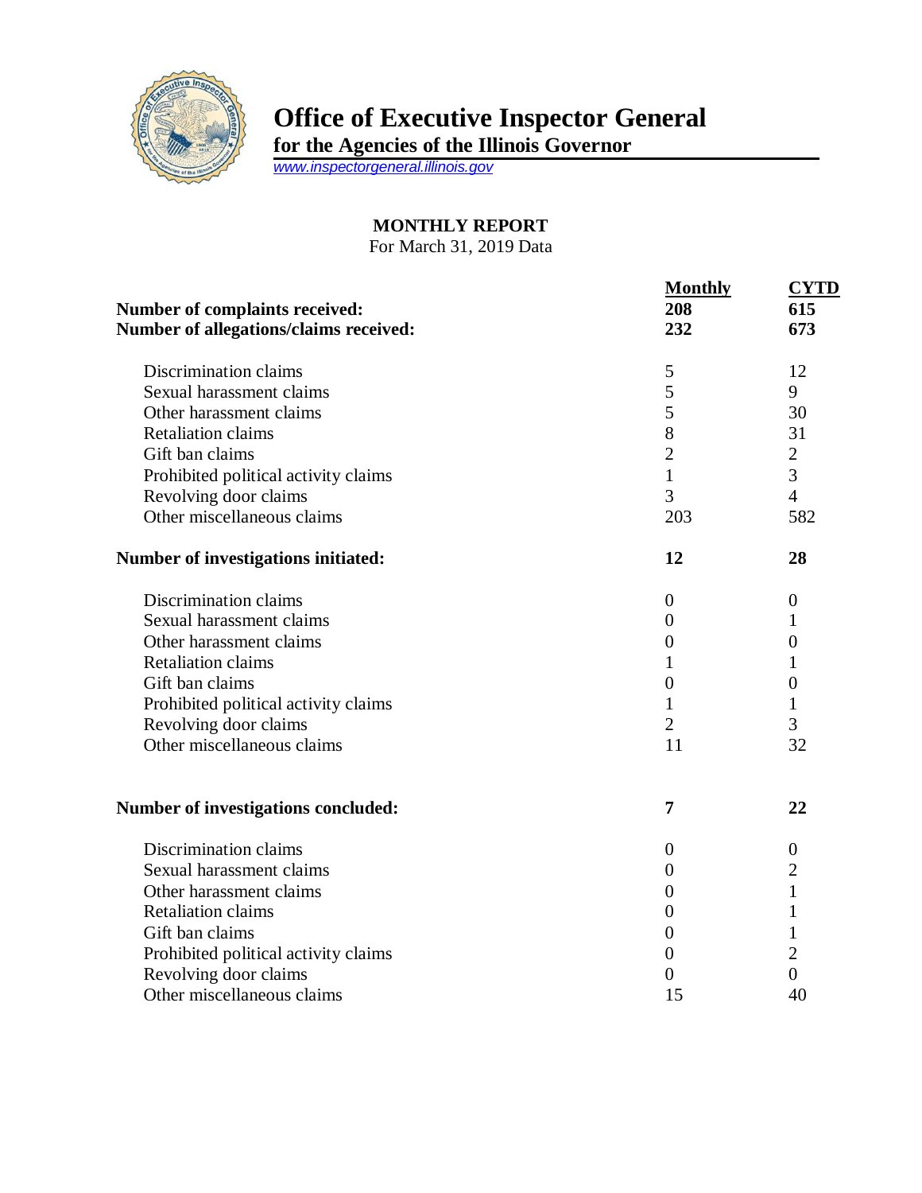# Office of Executive Inspector General

**for the Agencies of the Illinois Governor**

www.inspectorgeneral.illinois.gov

## MONTHLY REPORT

For March 31, 2019 Data

| | Monthly | CYTD |
|---|---|---|
| **Number of complaints received:** | **208** | **615** |
| **Number of allegations/claims received:** | **232** | **673** |
| Discrimination claims | 5 | 12 |
| Sexual harassment claims | 5 | 9 |
| Other harassment claims | 5 | 30 |
| Retaliation claims | 8 | 31 |
| Gift ban claims | 2 | 2 |
| Prohibited political activity claims | 1 | 3 |
| Revolving door claims | 3 | 4 |
| Other miscellaneous claims | 203 | 582 |
| **Number of investigations initiated:** | **12** | **28** |
| Discrimination claims | 0 | 0 |
| Sexual harassment claims | 0 | 1 |
| Other harassment claims | 0 | 0 |
| Retaliation claims | 1 | 1 |
| Gift ban claims | 0 | 0 |
| Prohibited political activity claims | 1 | 1 |
| Revolving door claims | 2 | 3 |
| Other miscellaneous claims | 11 | 32 |
| **Number of investigations concluded:** | **7** | **22** |
| Discrimination claims | 0 | 0 |
| Sexual harassment claims | 0 | 2 |
| Other harassment claims | 0 | 1 |
| Retaliation claims | 0 | 1 |
| Gift ban claims | 0 | 1 |
| Prohibited political activity claims | 0 | 2 |
| Revolving door claims | 0 | 0 |
| Other miscellaneous claims | 15 | 40 |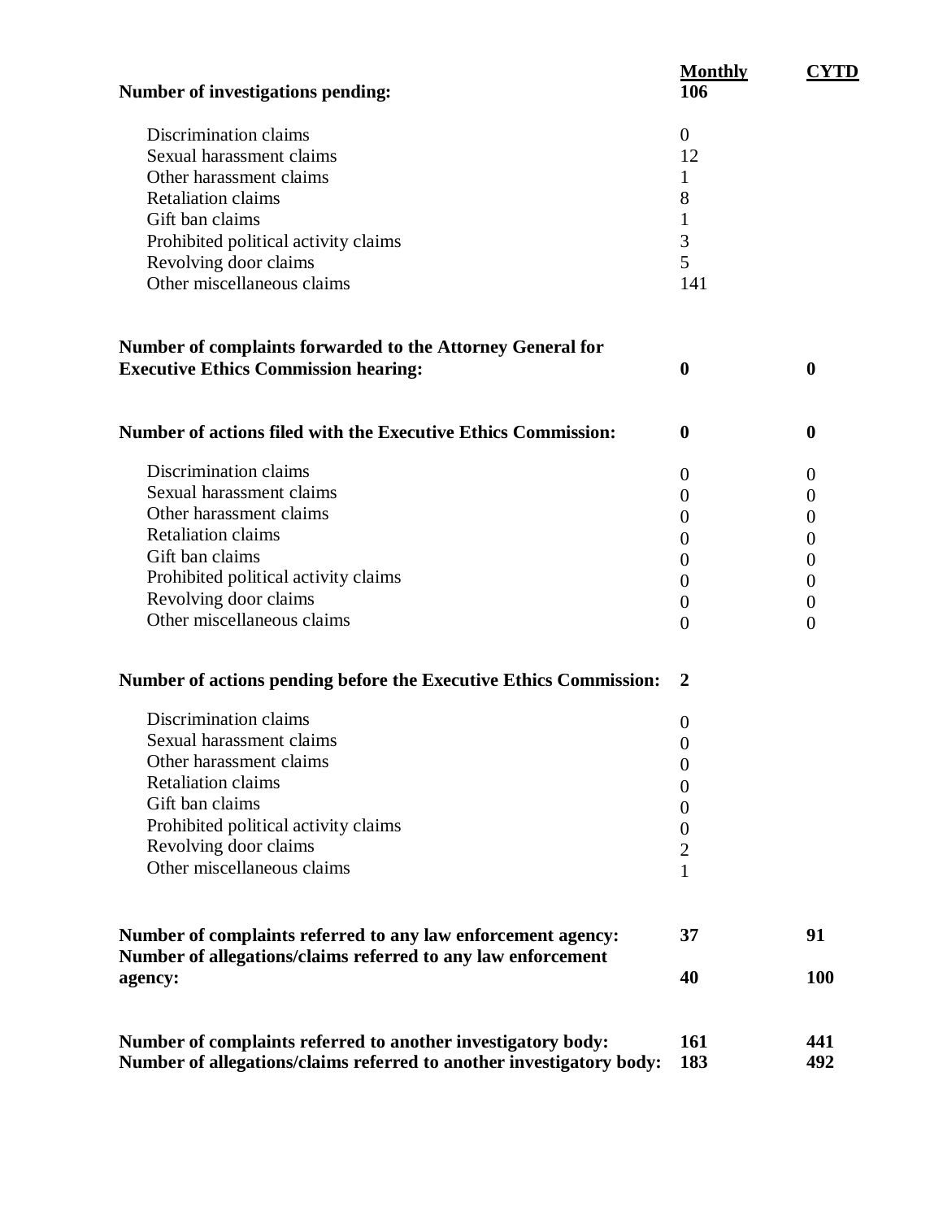| | Monthly | CYTD |
|---|---|---|
| **Number of investigations pending:** | **106** | |
| Discrimination claims | 0 | |
| Sexual harassment claims | 12 | |
| Other harassment claims | 1 | |
| Retaliation claims | 8 | |
| Gift ban claims | 1 | |
| Prohibited political activity claims | 3 | |
| Revolving door claims | 5 | |
| Other miscellaneous claims | 141 | |
| **Number of complaints forwarded to the Attorney General for Executive Ethics Commission hearing:** | **0** | **0** |
| **Number of actions filed with the Executive Ethics Commission:** | **0** | **0** |
| Discrimination claims | 0 | 0 |
| Sexual harassment claims | 0 | 0 |
| Other harassment claims | 0 | 0 |
| Retaliation claims | 0 | 0 |
| Gift ban claims | 0 | 0 |
| Prohibited political activity claims | 0 | 0 |
| Revolving door claims | 0 | 0 |
| Other miscellaneous claims | 0 | 0 |
| **Number of actions pending before the Executive Ethics Commission:** | **2** | |
| Discrimination claims | 0 | |
| Sexual harassment claims | 0 | |
| Other harassment claims | 0 | |
| Retaliation claims | 0 | |
| Gift ban claims | 0 | |
| Prohibited political activity claims | 0 | |
| Revolving door claims | 2 | |
| Other miscellaneous claims | 1 | |
| **Number of complaints referred to any law enforcement agency:** | **37** | **91** |
| **Number of allegations/claims referred to any law enforcement agency:** | **40** | **100** |
| **Number of complaints referred to another investigatory body:** | **161** | **441** |
| **Number of allegations/claims referred to another investigatory body:** | **183** | **492** |